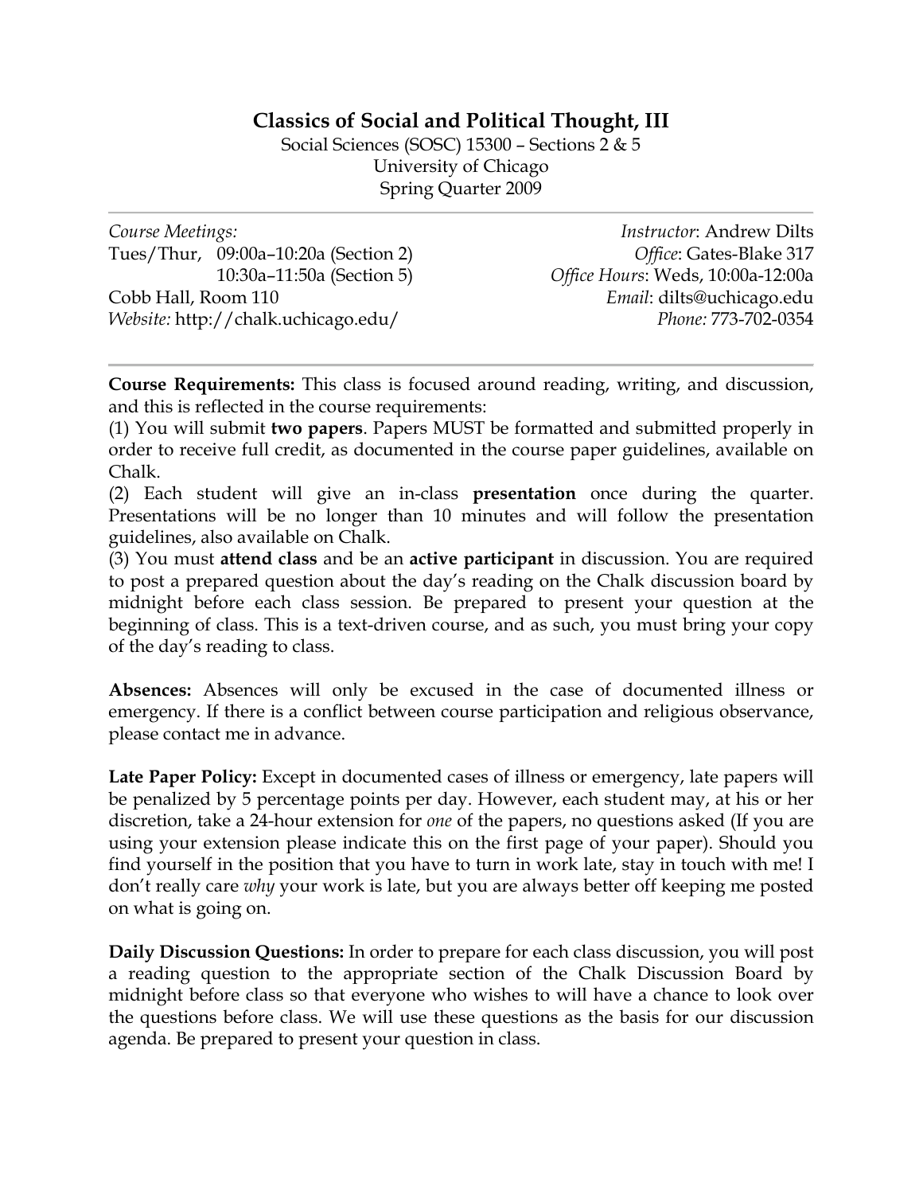# Classics of Social and Political Thought, III

Social Sciences (SOSC) 15300 – Sections 2 & 5
University of Chicago
Spring Quarter 2009

*Course Meetings:*
Tues/Thur, 09:00a–10:20a (Section 2)
10:30a–11:50a (Section 5)
Cobb Hall, Room 110
*Website:* http://chalk.uchicago.edu/

*Instructor*: Andrew Dilts
*Office*: Gates-Blake 317
*Office Hours*: Weds, 10:00a-12:00a
*Email*: dilts@uchicago.edu
*Phone:* 773-702-0354

---

**Course Requirements:** This class is focused around reading, writing, and discussion, and this is reflected in the course requirements:

(1) You will submit **two papers**. Papers MUST be formatted and submitted properly in order to receive full credit, as documented in the course paper guidelines, available on Chalk.

(2) Each student will give an in-class **presentation** once during the quarter. Presentations will be no longer than 10 minutes and will follow the presentation guidelines, also available on Chalk.

(3) You must **attend class** and be an **active participant** in discussion. You are required to post a prepared question about the day's reading on the Chalk discussion board by midnight before each class session. Be prepared to present your question at the beginning of class. This is a text-driven course, and as such, you must bring your copy of the day's reading to class.

**Absences:** Absences will only be excused in the case of documented illness or emergency. If there is a conflict between course participation and religious observance, please contact me in advance.

**Late Paper Policy:** Except in documented cases of illness or emergency, late papers will be penalized by 5 percentage points per day. However, each student may, at his or her discretion, take a 24-hour extension for *one* of the papers, no questions asked (If you are using your extension please indicate this on the first page of your paper). Should you find yourself in the position that you have to turn in work late, stay in touch with me! I don't really care *why* your work is late, but you are always better off keeping me posted on what is going on.

**Daily Discussion Questions:** In order to prepare for each class discussion, you will post a reading question to the appropriate section of the Chalk Discussion Board by midnight before class so that everyone who wishes to will have a chance to look over the questions before class. We will use these questions as the basis for our discussion agenda. Be prepared to present your question in class.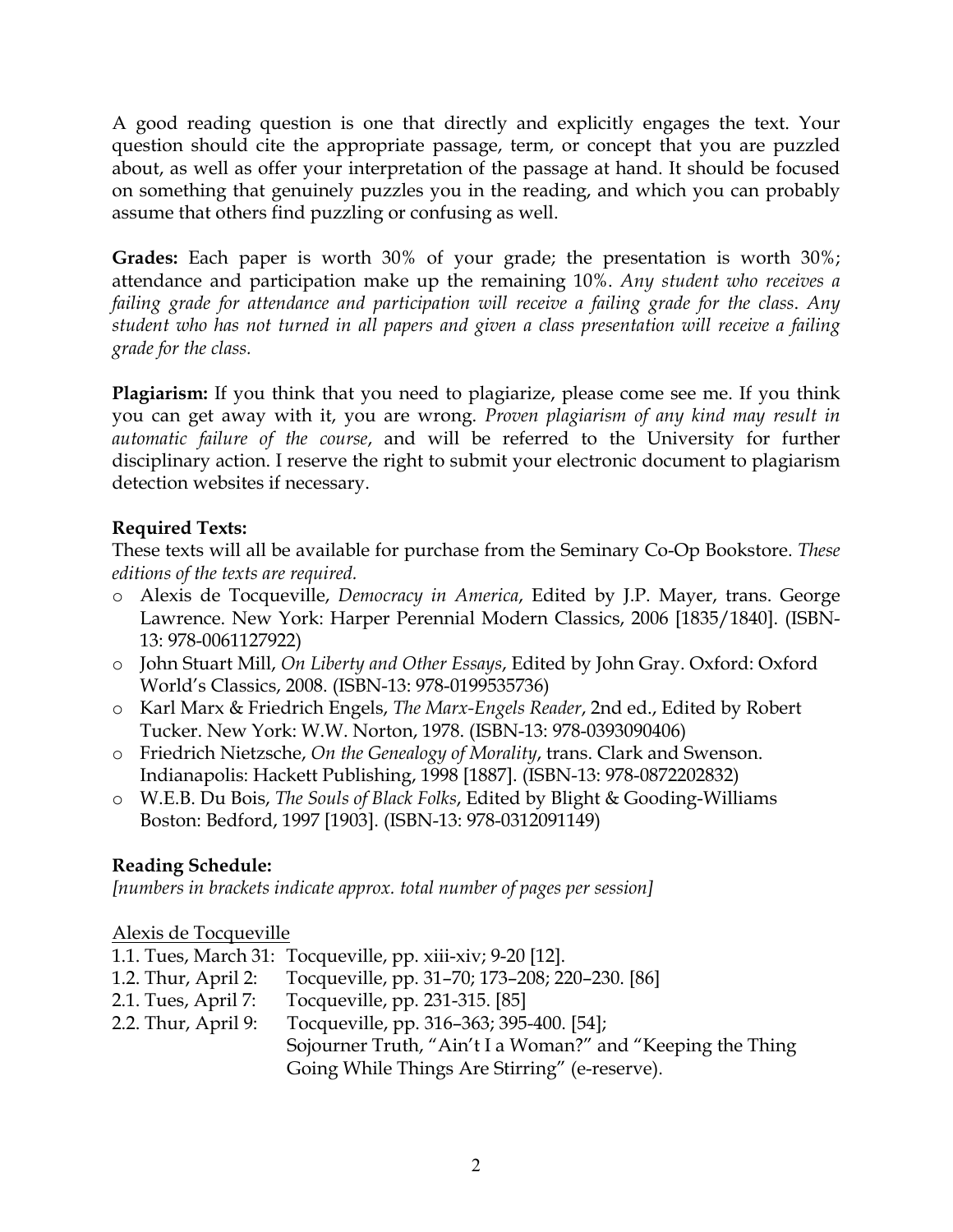A good reading question is one that directly and explicitly engages the text. Your question should cite the appropriate passage, term, or concept that you are puzzled about, as well as offer your interpretation of the passage at hand. It should be focused on something that genuinely puzzles you in the reading, and which you can probably assume that others find puzzling or confusing as well.

**Grades:** Each paper is worth 30% of your grade; the presentation is worth 30%; attendance and participation make up the remaining 10%. *Any student who receives a failing grade for attendance and participation will receive a failing grade for the class. Any student who has not turned in all papers and given a class presentation will receive a failing grade for the class.*

**Plagiarism:** If you think that you need to plagiarize, please come see me. If you think you can get away with it, you are wrong. *Proven plagiarism of any kind may result in automatic failure of the course*, and will be referred to the University for further disciplinary action. I reserve the right to submit your electronic document to plagiarism detection websites if necessary.

**Required Texts:**
These texts will all be available for purchase from the Seminary Co-Op Bookstore. *These editions of the texts are required.*

- Alexis de Tocqueville, *Democracy in America*, Edited by J.P. Mayer, trans. George Lawrence. New York: Harper Perennial Modern Classics, 2006 [1835/1840]. (ISBN-13: 978-0061127922)
- John Stuart Mill, *On Liberty and Other Essays*, Edited by John Gray. Oxford: Oxford World's Classics, 2008. (ISBN-13: 978-0199535736)
- Karl Marx & Friedrich Engels, *The Marx-Engels Reader*, 2nd ed., Edited by Robert Tucker. New York: W.W. Norton, 1978. (ISBN-13: 978-0393090406)
- Friedrich Nietzsche, *On the Genealogy of Morality*, trans. Clark and Swenson. Indianapolis: Hackett Publishing, 1998 [1887]. (ISBN-13: 978-0872202832)
- W.E.B. Du Bois, *The Souls of Black Folks*, Edited by Blight & Gooding-Williams Boston: Bedford, 1997 [1903]. (ISBN-13: 978-0312091149)

**Reading Schedule:**
*[numbers in brackets indicate approx. total number of pages per session]*

<u>Alexis de Tocqueville</u>

1.1. Tues, March 31: Tocqueville, pp. xiii-xiv; 9-20 [12].
1.2. Thur, April 2: Tocqueville, pp. 31–70; 173–208; 220–230. [86]
2.1. Tues, April 7: Tocqueville, pp. 231-315. [85]
2.2. Thur, April 9: Tocqueville, pp. 316–363; 395-400. [54]; Sojourner Truth, "Ain't I a Woman?" and "Keeping the Thing Going While Things Are Stirring" (e-reserve).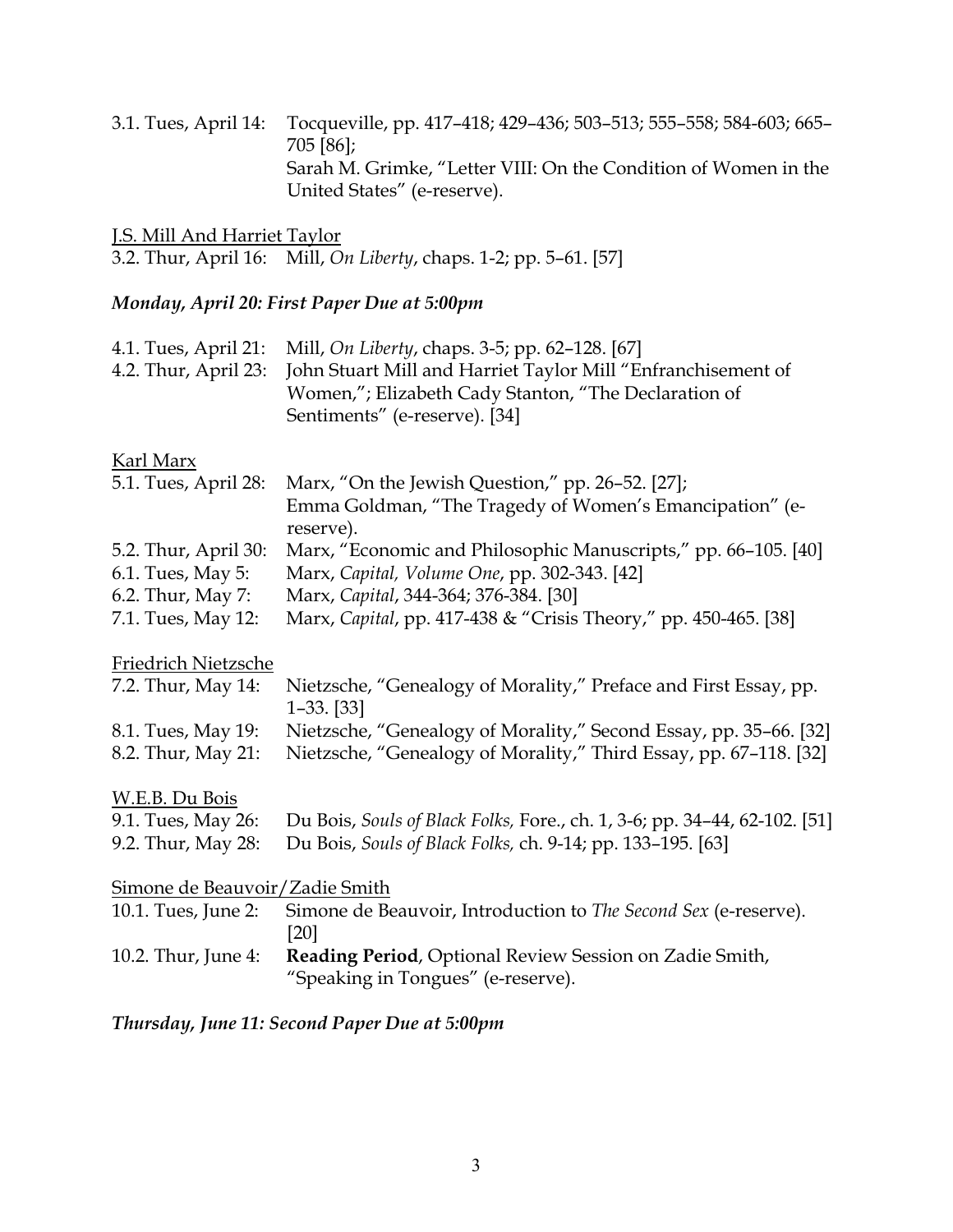3.1. Tues, April 14: Tocqueville, pp. 417–418; 429–436; 503–513; 555–558; 584-603; 665–705 [86];
Sarah M. Grimke, "Letter VIII: On the Condition of Women in the United States" (e-reserve).

<u>J.S. Mill And Harriet Taylor</u>

3.2. Thur, April 16: Mill, *On Liberty*, chaps. 1-2; pp. 5–61. [57]

***Monday, April 20: First Paper Due at 5:00pm***

4.1. Tues, April 21: Mill, *On Liberty*, chaps. 3-5; pp. 62–128. [67]
4.2. Thur, April 23: John Stuart Mill and Harriet Taylor Mill "Enfranchisement of Women,"; Elizabeth Cady Stanton, "The Declaration of Sentiments" (e-reserve). [34]

<u>Karl Marx</u>

5.1. Tues, April 28: Marx, "On the Jewish Question," pp. 26–52. [27];
Emma Goldman, "The Tragedy of Women's Emancipation" (e-reserve).
5.2. Thur, April 30: Marx, "Economic and Philosophic Manuscripts," pp. 66–105. [40]
6.1. Tues, May 5: Marx, *Capital, Volume One*, pp. 302-343. [42]
6.2. Thur, May 7: Marx, *Capital*, 344-364; 376-384. [30]
7.1. Tues, May 12: Marx, *Capital*, pp. 417-438 & "Crisis Theory," pp. 450-465. [38]

<u>Friedrich Nietzsche</u>

7.2. Thur, May 14: Nietzsche, "Genealogy of Morality," Preface and First Essay, pp. 1–33. [33]
8.1. Tues, May 19: Nietzsche, "Genealogy of Morality," Second Essay, pp. 35–66. [32]
8.2. Thur, May 21: Nietzsche, "Genealogy of Morality," Third Essay, pp. 67–118. [32]

<u>W.E.B. Du Bois</u>

9.1. Tues, May 26: Du Bois, *Souls of Black Folks,* Fore., ch. 1, 3-6; pp. 34–44, 62-102. [51]
9.2. Thur, May 28: Du Bois, *Souls of Black Folks,* ch. 9-14; pp. 133–195. [63]

<u>Simone de Beauvoir/Zadie Smith</u>

10.1. Tues, June 2: Simone de Beauvoir, Introduction to *The Second Sex* (e-reserve). [20]
10.2. Thur, June 4: **Reading Period**, Optional Review Session on Zadie Smith, "Speaking in Tongues" (e-reserve).

***Thursday, June 11: Second Paper Due at 5:00pm***